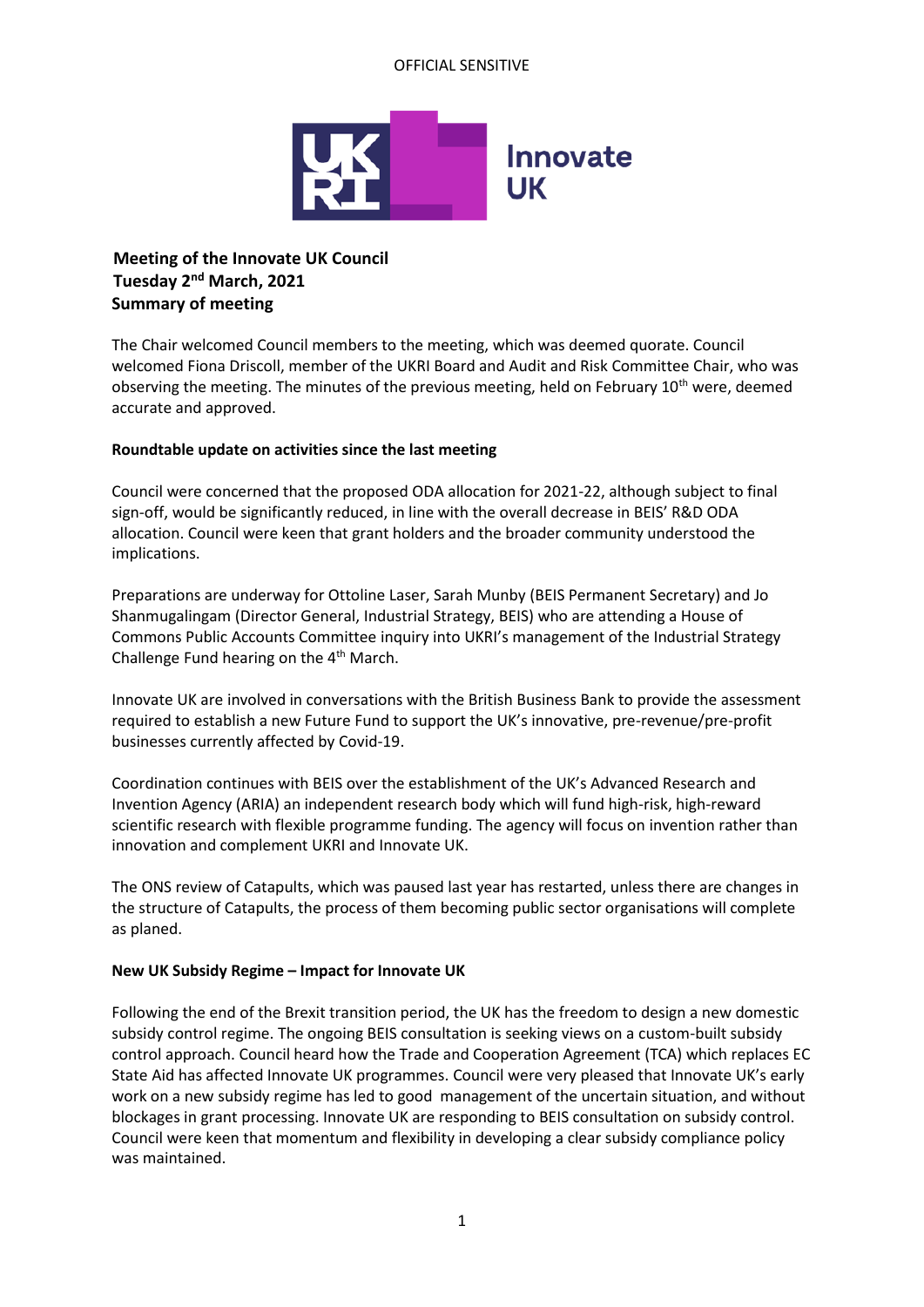OFFICIAL SENSITIVE

Innovate UK

**Meeting of the Innovate UK Council**
**Tuesday 2nd March, 2021**
**Summary of meeting**

The Chair welcomed Council members to the meeting, which was deemed quorate. Council welcomed Fiona Driscoll, member of the UKRI Board and Audit and Risk Committee Chair, who was observing the meeting. The minutes of the previous meeting, held on February 10th were, deemed accurate and approved.

**Roundtable update on activities since the last meeting**

Council were concerned that the proposed ODA allocation for 2021-22, although subject to final sign-off, would be significantly reduced, in line with the overall decrease in BEIS' R&D ODA allocation. Council were keen that grant holders and the broader community understood the implications.

Preparations are underway for Ottoline Laser, Sarah Munby (BEIS Permanent Secretary) and Jo Shanmugalingam (Director General, Industrial Strategy, BEIS) who are attending a House of Commons Public Accounts Committee inquiry into UKRI's management of the Industrial Strategy Challenge Fund hearing on the 4th March.

Innovate UK are involved in conversations with the British Business Bank to provide the assessment required to establish a new Future Fund to support the UK's innovative, pre-revenue/pre-profit businesses currently affected by Covid-19.

Coordination continues with BEIS over the establishment of the UK's Advanced Research and Invention Agency (ARIA) an independent research body which will fund high-risk, high-reward scientific research with flexible programme funding. The agency will focus on invention rather than innovation and complement UKRI and Innovate UK.

The ONS review of Catapults, which was paused last year has restarted, unless there are changes in the structure of Catapults, the process of them becoming public sector organisations will complete as planed.

**New UK Subsidy Regime – Impact for Innovate UK**

Following the end of the Brexit transition period, the UK has the freedom to design a new domestic subsidy control regime. The ongoing BEIS consultation is seeking views on a custom-built subsidy control approach. Council heard how the Trade and Cooperation Agreement (TCA) which replaces EC State Aid has affected Innovate UK programmes. Council were very pleased that Innovate UK's early work on a new subsidy regime has led to good management of the uncertain situation, and without blockages in grant processing. Innovate UK are responding to BEIS consultation on subsidy control. Council were keen that momentum and flexibility in developing a clear subsidy compliance policy was maintained.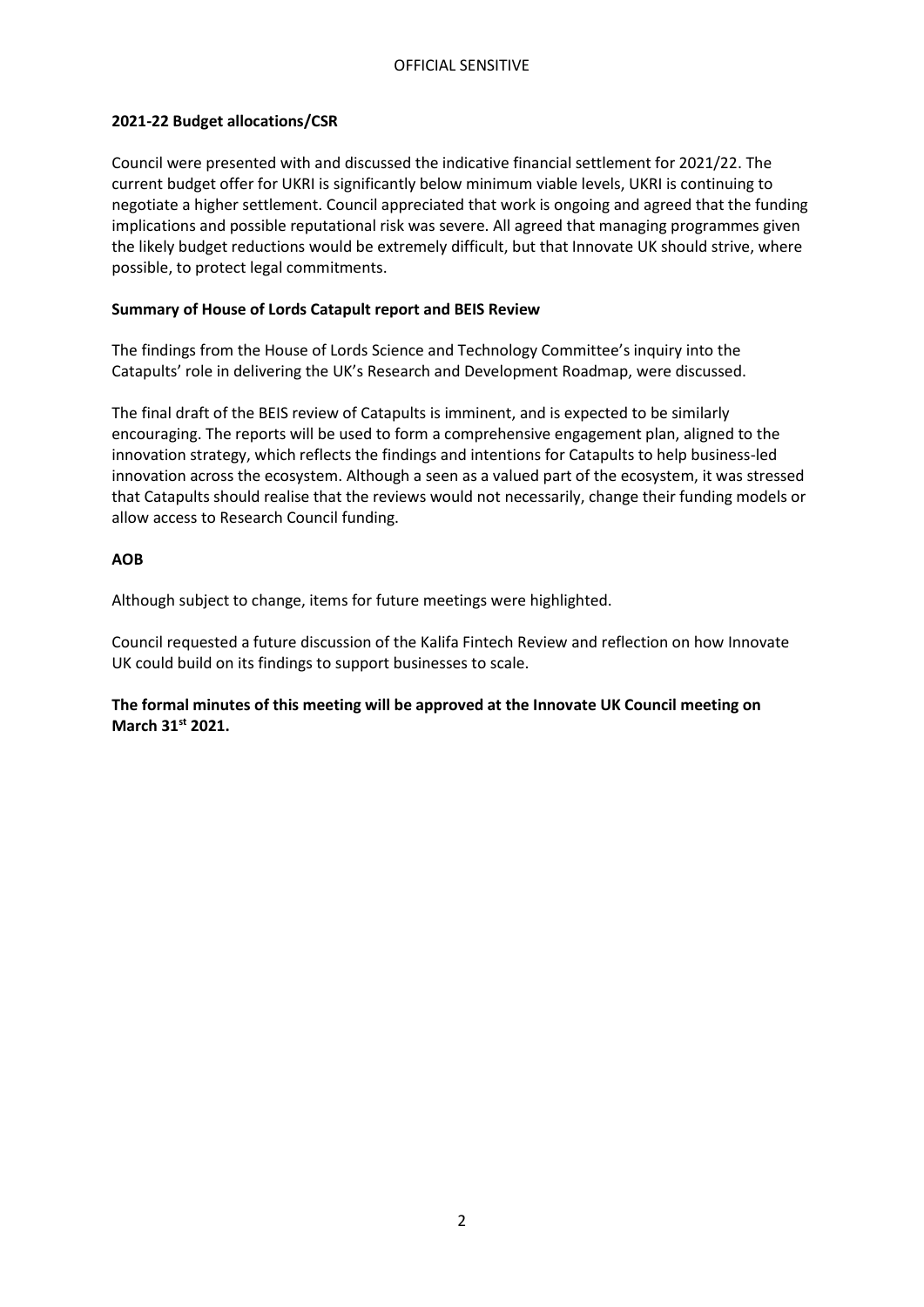**2021-22 Budget allocations/CSR**

Council were presented with and discussed the indicative financial settlement for 2021/22. The current budget offer for UKRI is significantly below minimum viable levels, UKRI is continuing to negotiate a higher settlement. Council appreciated that work is ongoing and agreed that the funding implications and possible reputational risk was severe. All agreed that managing programmes given the likely budget reductions would be extremely difficult, but that Innovate UK should strive, where possible, to protect legal commitments.

**Summary of House of Lords Catapult report and BEIS Review**

The findings from the House of Lords Science and Technology Committee's inquiry into the Catapults' role in delivering the UK's Research and Development Roadmap, were discussed.

The final draft of the BEIS review of Catapults is imminent, and is expected to be similarly encouraging. The reports will be used to form a comprehensive engagement plan, aligned to the innovation strategy, which reflects the findings and intentions for Catapults to help business-led innovation across the ecosystem. Although a seen as a valued part of the ecosystem, it was stressed that Catapults should realise that the reviews would not necessarily, change their funding models or allow access to Research Council funding.

**AOB**

Although subject to change, items for future meetings were highlighted.

Council requested a future discussion of the Kalifa Fintech Review and reflection on how Innovate UK could build on its findings to support businesses to scale.

**The formal minutes of this meeting will be approved at the Innovate UK Council meeting on March 31st 2021.**